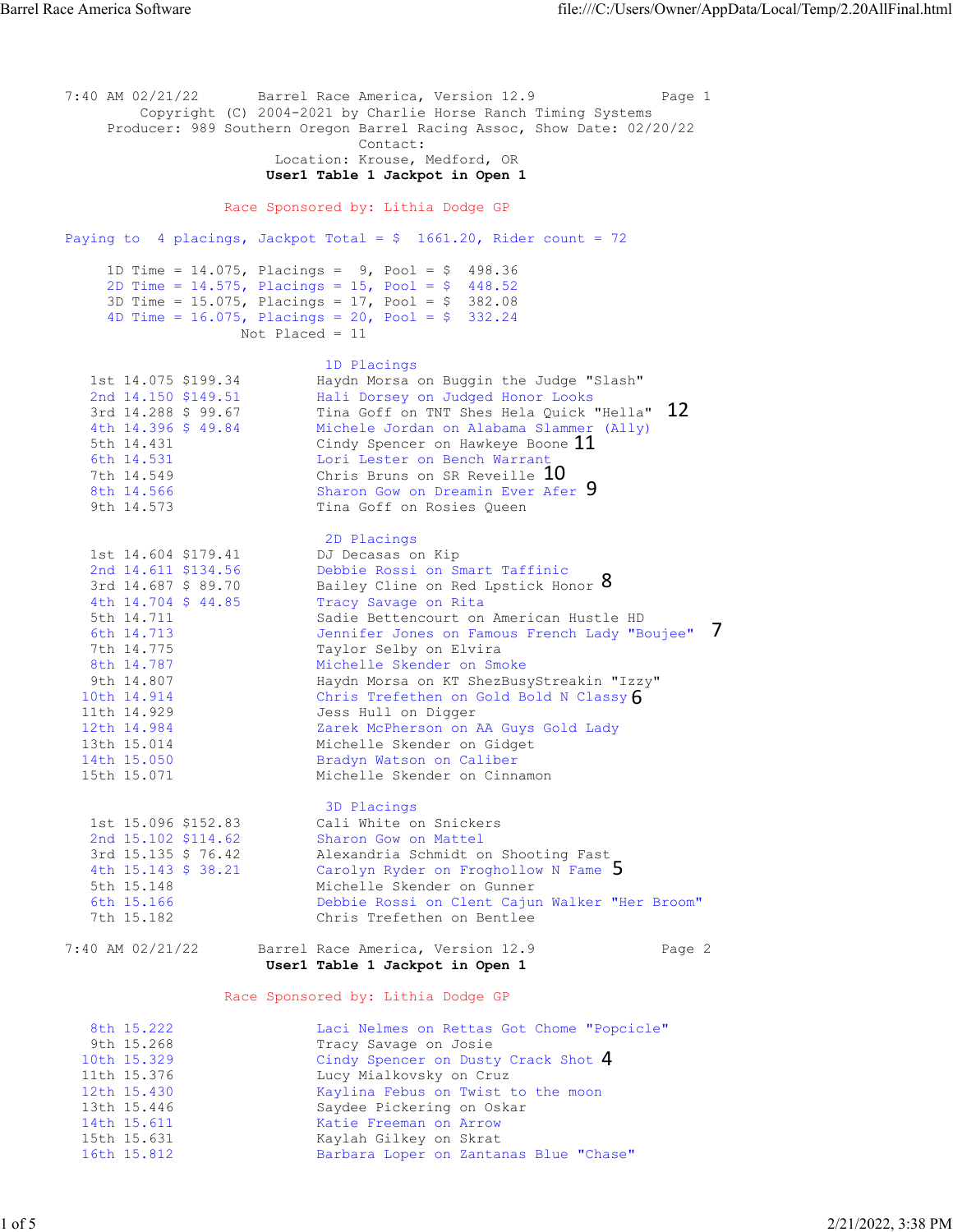7:40 AM 02/21/22 Barrel Race America, Version 12.9 Page 1

Copyright (C) 2004-2021 by Charlie Horse Ranch Timing Systems

Producer: 989 Southern Oregon Barrel Racing Assoc, Show Date: 02/20/22

Contact:

Location: Krouse, Medford, OR

**User1 Table 1 Jackpot in Open 1**

Race Sponsored by: Lithia Dodge GP

Paying to 4 placings, Jackpot Total = $ 1661.20, Rider count = 72

1D Time = 14.075, Placings = 9, Pool = $ 498.36
2D Time = 14.575, Placings = 15, Pool = $ 448.52
3D Time = 15.075, Placings = 17, Pool = $ 382.08
4D Time = 16.075, Placings = 20, Pool = $ 332.24
Not Placed = 11

### 1D Placings

| Place | Time | Payout | Rider/Horse | |
|---|---|---|---|---|
| 1st | 14.075 | $199.34 | Haydn Morsa on Buggin the Judge "Slash" | |
| 2nd | 14.150 | $149.51 | Hali Dorsey on Judged Honor Looks | |
| 3rd | 14.288 | $ 99.67 | Tina Goff on TNT Shes Hela Quick "Hella" | 12 |
| 4th | 14.396 | $ 49.84 | Michele Jordan on Alabama Slammer (Ally) | |
| 5th | 14.431 | | Cindy Spencer on Hawkeye Boone | 11 |
| 6th | 14.531 | | Lori Lester on Bench Warrant | |
| 7th | 14.549 | | Chris Bruns on SR Reveille | 10 |
| 8th | 14.566 | | Sharon Gow on Dreamin Ever Afer | 9 |
| 9th | 14.573 | | Tina Goff on Rosies Queen | |

### 2D Placings

| Place | Time | Payout | Rider/Horse | |
|---|---|---|---|---|
| 1st | 14.604 | $179.41 | DJ Decasas on Kip | |
| 2nd | 14.611 | $134.56 | Debbie Rossi on Smart Taffinic | |
| 3rd | 14.687 | $ 89.70 | Bailey Cline on Red Lpstick Honor | 8 |
| 4th | 14.704 | $ 44.85 | Tracy Savage on Rita | |
| 5th | 14.711 | | Sadie Bettencourt on American Hustle HD | |
| 6th | 14.713 | | Jennifer Jones on Famous French Lady "Boujee" | 7 |
| 7th | 14.775 | | Taylor Selby on Elvira | |
| 8th | 14.787 | | Michelle Skender on Smoke | |
| 9th | 14.807 | | Haydn Morsa on KT ShezBusyStreakin "Izzy" | |
| 10th | 14.914 | | Chris Trefethen on Gold Bold N Classy | 6 |
| 11th | 14.929 | | Jess Hull on Digger | |
| 12th | 14.984 | | Zarek McPherson on AA Guys Gold Lady | |
| 13th | 15.014 | | Michelle Skender on Gidget | |
| 14th | 15.050 | | Bradyn Watson on Caliber | |
| 15th | 15.071 | | Michelle Skender on Cinnamon | |

### 3D Placings

| Place | Time | Payout | Rider/Horse | |
|---|---|---|---|---|
| 1st | 15.096 | $152.83 | Cali White on Snickers | |
| 2nd | 15.102 | $114.62 | Sharon Gow on Mattel | |
| 3rd | 15.135 | $ 76.42 | Alexandria Schmidt on Shooting Fast | |
| 4th | 15.143 | $ 38.21 | Carolyn Ryder on Froghollow N Fame | 5 |
| 5th | 15.148 | | Michelle Skender on Gunner | |
| 6th | 15.166 | | Debbie Rossi on Clent Cajun Walker "Her Broom" | |
| 7th | 15.182 | | Chris Trefethen on Bentlee | |

7:40 AM 02/21/22 Barrel Race America, Version 12.9 Page 2

**User1 Table 1 Jackpot in Open 1**

Race Sponsored by: Lithia Dodge GP

| Place | Time | Payout | Rider/Horse | |
|---|---|---|---|---|
| 8th | 15.222 | | Laci Nelmes on Rettas Got Chome "Popcicle" | |
| 9th | 15.268 | | Tracy Savage on Josie | |
| 10th | 15.329 | | Cindy Spencer on Dusty Crack Shot | 4 |
| 11th | 15.376 | | Lucy Mialkovsky on Cruz | |
| 12th | 15.430 | | Kaylina Febus on Twist to the moon | |
| 13th | 15.446 | | Saydee Pickering on Oskar | |
| 14th | 15.611 | | Katie Freeman on Arrow | |
| 15th | 15.631 | | Kaylah Gilkey on Skrat | |
| 16th | 15.812 | | Barbara Loper on Zantanas Blue "Chase" | |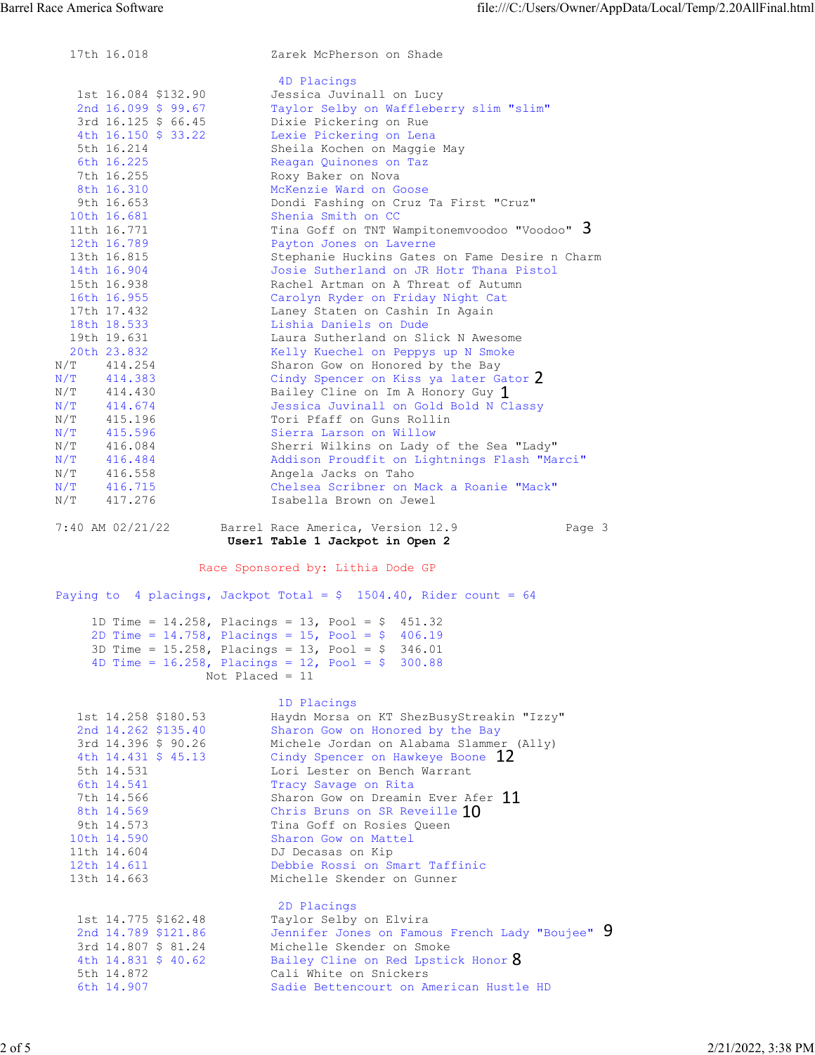| | | |
|---|---|---|
| 17th | 16.018 | Zarek McPherson on Shade |

### 4D Placings

| Place | Time | Payout | Rider |
|---|---|---|---|
| 1st | 16.084 | $132.90 | Jessica Juvinall on Lucy |
| 2nd | 16.099 | $ 99.67 | Taylor Selby on Waffleberry slim "slim" |
| 3rd | 16.125 | $ 66.45 | Dixie Pickering on Rue |
| 4th | 16.150 | $ 33.22 | Lexie Pickering on Lena |
| 5th | 16.214 | | Sheila Kochen on Maggie May |
| 6th | 16.225 | | Reagan Quinones on Taz |
| 7th | 16.255 | | Roxy Baker on Nova |
| 8th | 16.310 | | McKenzie Ward on Goose |
| 9th | 16.653 | | Dondi Fashing on Cruz Ta First "Cruz" |
| 10th | 16.681 | | Shenia Smith on CC |
| 11th | 16.771 | | Tina Goff on TNT Wampitonemvoodoo "Voodoo" 3 |
| 12th | 16.789 | | Payton Jones on Laverne |
| 13th | 16.815 | | Stephanie Huckins Gates on Fame Desire n Charm |
| 14th | 16.904 | | Josie Sutherland on JR Hotr Thana Pistol |
| 15th | 16.938 | | Rachel Artman on A Threat of Autumn |
| 16th | 16.955 | | Carolyn Ryder on Friday Night Cat |
| 17th | 17.432 | | Laney Staten on Cashin In Again |
| 18th | 18.533 | | Lishia Daniels on Dude |
| 19th | 19.631 | | Laura Sutherland on Slick N Awesome |
| 20th | 23.832 | | Kelly Kuechel on Peppys up N Smoke |
| N/T | 414.254 | | Sharon Gow on Honored by the Bay |
| N/T | 414.383 | | Cindy Spencer on Kiss ya later Gator 2 |
| N/T | 414.430 | | Bailey Cline on Im A Honory Guy 1 |
| N/T | 414.674 | | Jessica Juvinall on Gold Bold N Classy |
| N/T | 415.196 | | Tori Pfaff on Guns Rollin |
| N/T | 415.596 | | Sierra Larson on Willow |
| N/T | 416.084 | | Sherri Wilkins on Lady of the Sea "Lady" |
| N/T | 416.484 | | Addison Proudfit on Lightnings Flash "Marci" |
| N/T | 416.558 | | Angela Jacks on Taho |
| N/T | 416.715 | | Chelsea Scribner on Mack a Roanie "Mack" |
| N/T | 417.276 | | Isabella Brown on Jewel |

7:40 AM 02/21/22 Barrel Race America, Version 12.9 Page 3

**User1 Table 1 Jackpot in Open 2**

Race Sponsored by: Lithia Dode GP

Paying to 4 placings, Jackpot Total = $ 1504.40, Rider count = 64

1D Time = 14.258, Placings = 13, Pool = $ 451.32
2D Time = 14.758, Placings = 15, Pool = $ 406.19
3D Time = 15.258, Placings = 13, Pool = $ 346.01
4D Time = 16.258, Placings = 12, Pool = $ 300.88
Not Placed = 11

### 1D Placings

| Place | Time | Payout | Rider |
|---|---|---|---|
| 1st | 14.258 | $180.53 | Haydn Morsa on KT ShezBusyStreakin "Izzy" |
| 2nd | 14.262 | $135.40 | Sharon Gow on Honored by the Bay |
| 3rd | 14.396 | $ 90.26 | Michele Jordan on Alabama Slammer (Ally) |
| 4th | 14.431 | $ 45.13 | Cindy Spencer on Hawkeye Boone 12 |
| 5th | 14.531 | | Lori Lester on Bench Warrant |
| 6th | 14.541 | | Tracy Savage on Rita |
| 7th | 14.566 | | Sharon Gow on Dreamin Ever Afer 11 |
| 8th | 14.569 | | Chris Bruns on SR Reveille 10 |
| 9th | 14.573 | | Tina Goff on Rosies Queen |
| 10th | 14.590 | | Sharon Gow on Mattel |
| 11th | 14.604 | | DJ Decasas on Kip |
| 12th | 14.611 | | Debbie Rossi on Smart Taffinic |
| 13th | 14.663 | | Michelle Skender on Gunner |

### 2D Placings

| Place | Time | Payout | Rider |
|---|---|---|---|
| 1st | 14.775 | $162.48 | Taylor Selby on Elvira |
| 2nd | 14.789 | $121.86 | Jennifer Jones on Famous French Lady "Boujee" 9 |
| 3rd | 14.807 | $ 81.24 | Michelle Skender on Smoke |
| 4th | 14.831 | $ 40.62 | Bailey Cline on Red Lpstick Honor 8 |
| 5th | 14.872 | | Cali White on Snickers |
| 6th | 14.907 | | Sadie Bettencourt on American Hustle HD |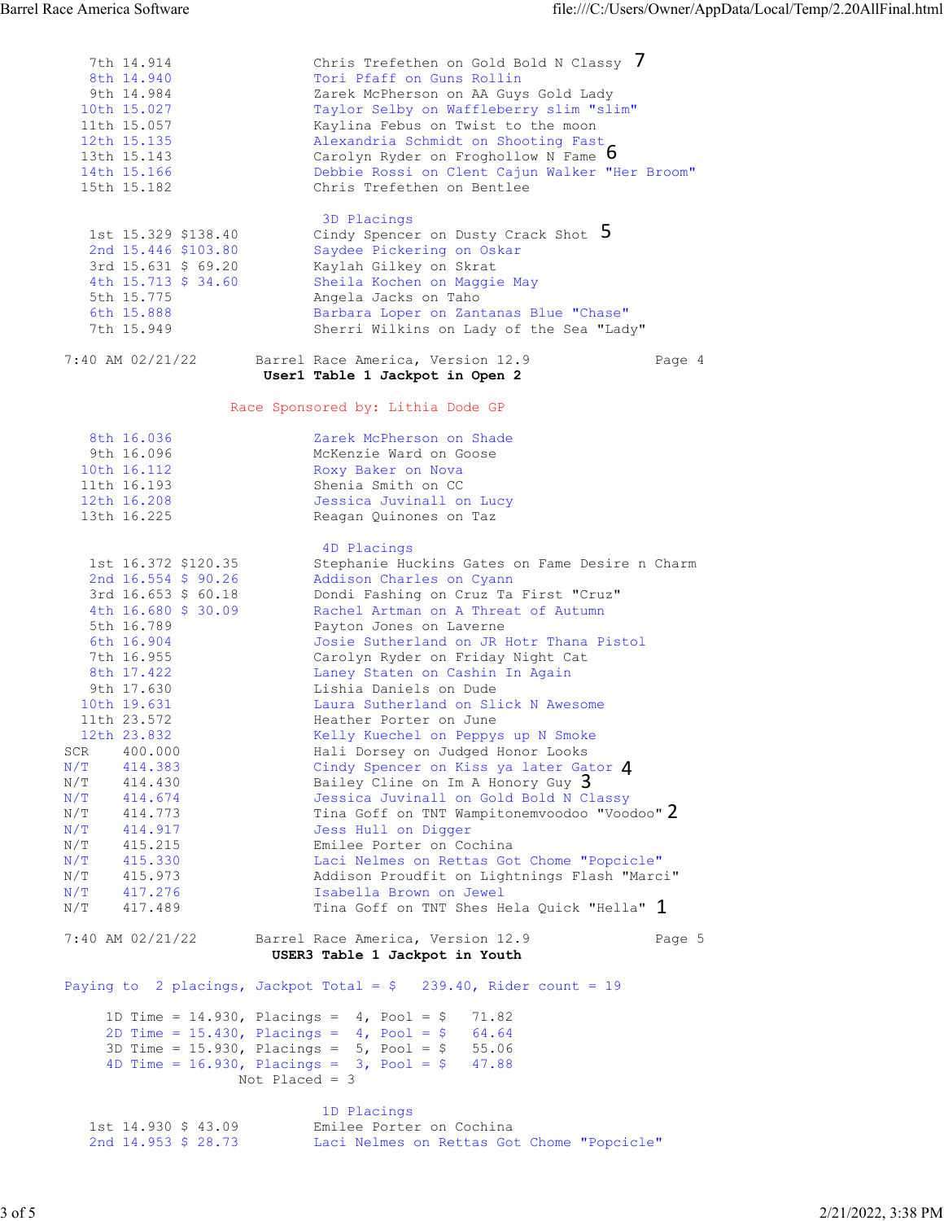| Place | Time | Rider |
|---|---|---|
| 7th | 14.914 | Chris Trefethen on Gold Bold N Classy 7 |
| 8th | 14.940 | Tori Pfaff on Guns Rollin |
| 9th | 14.984 | Zarek McPherson on AA Guys Gold Lady |
| 10th | 15.027 | Taylor Selby on Waffleberry slim "slim" |
| 11th | 15.057 | Kaylina Febus on Twist to the moon |
| 12th | 15.135 | Alexandria Schmidt on Shooting Fast |
| 13th | 15.143 | Carolyn Ryder on Froghollow N Fame 6 |
| 14th | 15.166 | Debbie Rossi on Clent Cajun Walker "Her Broom" |
| 15th | 15.182 | Chris Trefethen on Bentlee |

### 3D Placings

| Place | Time | Payout | Rider |
|---|---|---|---|
| 1st | 15.329 | $138.40 | Cindy Spencer on Dusty Crack Shot 5 |
| 2nd | 15.446 | $103.80 | Saydee Pickering on Oskar |
| 3rd | 15.631 | $ 69.20 | Kaylah Gilkey on Skrat |
| 4th | 15.713 | $ 34.60 | Sheila Kochen on Maggie May |
| 5th | 15.775 | | Angela Jacks on Taho |
| 6th | 15.888 | | Barbara Loper on Zantanas Blue "Chase" |
| 7th | 15.949 | | Sherri Wilkins on Lady of the Sea "Lady" |

7:40 AM 02/21/22 Barrel Race America, Version 12.9 Page 4

## User1 Table 1 Jackpot in Open 2

Race Sponsored by: Lithia Dode GP

| Place | Time | Rider |
|---|---|---|
| 8th | 16.036 | Zarek McPherson on Shade |
| 9th | 16.096 | McKenzie Ward on Goose |
| 10th | 16.112 | Roxy Baker on Nova |
| 11th | 16.193 | Shenia Smith on CC |
| 12th | 16.208 | Jessica Juvinall on Lucy |
| 13th | 16.225 | Reagan Quinones on Taz |

### 4D Placings

| Place | Time | Payout | Rider |
|---|---|---|---|
| 1st | 16.372 | $120.35 | Stephanie Huckins Gates on Fame Desire n Charm |
| 2nd | 16.554 | $ 90.26 | Addison Charles on Cyann |
| 3rd | 16.653 | $ 60.18 | Dondi Fashing on Cruz Ta First "Cruz" |
| 4th | 16.680 | $ 30.09 | Rachel Artman on A Threat of Autumn |
| 5th | 16.789 | | Payton Jones on Laverne |
| 6th | 16.904 | | Josie Sutherland on JR Hotr Thana Pistol |
| 7th | 16.955 | | Carolyn Ryder on Friday Night Cat |
| 8th | 17.422 | | Laney Staten on Cashin In Again |
| 9th | 17.630 | | Lishia Daniels on Dude |
| 10th | 19.631 | | Laura Sutherland on Slick N Awesome |
| 11th | 23.572 | | Heather Porter on June |
| 12th | 23.832 | | Kelly Kuechel on Peppys up N Smoke |
| SCR | 400.000 | | Hali Dorsey on Judged Honor Looks |
| N/T | 414.383 | | Cindy Spencer on Kiss ya later Gator 4 |
| N/T | 414.430 | | Bailey Cline on Im A Honory Guy 3 |
| N/T | 414.674 | | Jessica Juvinall on Gold Bold N Classy |
| N/T | 414.773 | | Tina Goff on TNT Wampitonemvoodoo "Voodoo" 2 |
| N/T | 414.917 | | Jess Hull on Digger |
| N/T | 415.215 | | Emilee Porter on Cochina |
| N/T | 415.330 | | Laci Nelmes on Rettas Got Chome "Popcicle" |
| N/T | 415.973 | | Addison Proudfit on Lightnings Flash "Marci" |
| N/T | 417.276 | | Isabella Brown on Jewel |
| N/T | 417.489 | | Tina Goff on TNT Shes Hela Quick "Hella" 1 |

7:40 AM 02/21/22 Barrel Race America, Version 12.9 Page 5

## USER3 Table 1 Jackpot in Youth

Paying to 2 placings, Jackpot Total = $ 239.40, Rider count = 19

| Division | Time | Placings | Pool |
|---|---|---|---|
| 1D | 14.930 | 4 | $ 71.82 |
| 2D | 15.430 | 4 | $ 64.64 |
| 3D | 15.930 | 5 | $ 55.06 |
| 4D | 16.930 | 3 | $ 47.88 |

Not Placed = 3

### 1D Placings

| Place | Time | Payout | Rider |
|---|---|---|---|
| 1st | 14.930 | $ 43.09 | Emilee Porter on Cochina |
| 2nd | 14.953 | $ 28.73 | Laci Nelmes on Rettas Got Chome "Popcicle" |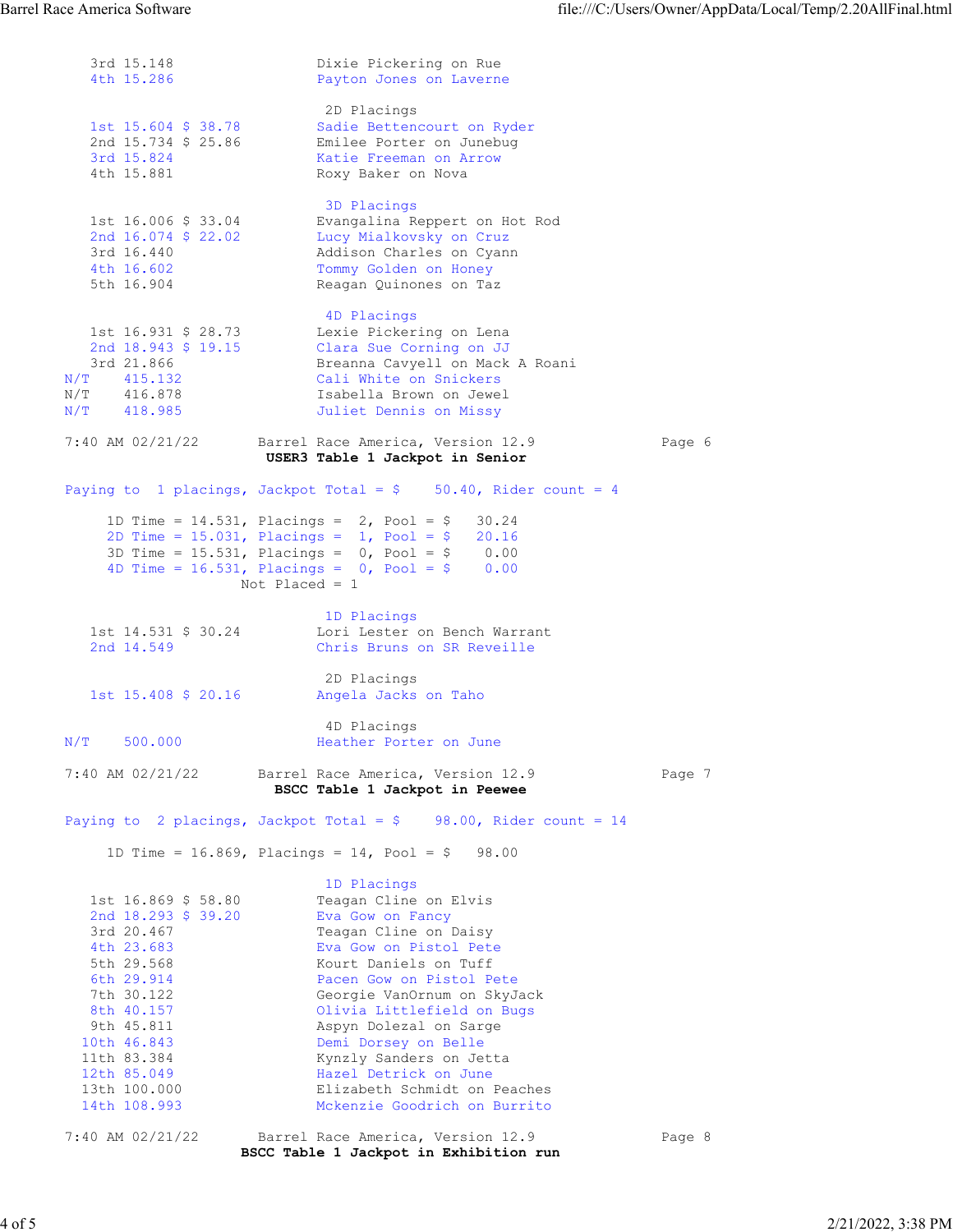```
   3rd 15.148                Dixie Pickering on Rue
   4th 15.286                Payton Jones on Laverne

                              2D Placings
   1st 15.604 $ 38.78        Sadie Bettencourt on Ryder
   2nd 15.734 $ 25.86        Emilee Porter on Junebug
   3rd 15.824                Katie Freeman on Arrow
   4th 15.881                Roxy Baker on Nova

                              3D Placings
   1st 16.006 $ 33.04        Evangalina Reppert on Hot Rod
   2nd 16.074 $ 22.02        Lucy Mialkovsky on Cruz
   3rd 16.440                Addison Charles on Cyann
   4th 16.602                Tommy Golden on Honey
   5th 16.904                Reagan Quinones on Taz

                              4D Placings
   1st 16.931 $ 28.73        Lexie Pickering on Lena
   2nd 18.943 $ 19.15        Clara Sue Corning on JJ
   3rd 21.866                Breanna Cavyell on Mack A Roani
N/T    415.132               Cali White on Snickers
N/T    416.878               Isabella Brown on Jewel
N/T    418.985               Juliet Dennis on Missy
```

7:40 AM 02/21/22 Barrel Race America, Version 12.9 Page 6

**USER3 Table 1 Jackpot in Senior**

```
Paying to  1 placings, Jackpot Total = $    50.40, Rider count = 4

     1D Time = 14.531, Placings =  2, Pool = $   30.24
     2D Time = 15.031, Placings =  1, Pool = $   20.16
     3D Time = 15.531, Placings =  0, Pool = $    0.00
     4D Time = 16.531, Placings =  0, Pool = $    0.00
                     Not Placed = 1

                              1D Placings
   1st 14.531 $ 30.24        Lori Lester on Bench Warrant
   2nd 14.549                Chris Bruns on SR Reveille

                              2D Placings
   1st 15.408 $ 20.16        Angela Jacks on Taho

                              4D Placings
N/T    500.000               Heather Porter on June
```

7:40 AM 02/21/22 Barrel Race America, Version 12.9 Page 7

**BSCC Table 1 Jackpot in Peewee**

```
Paying to  2 placings, Jackpot Total = $    98.00, Rider count = 14

     1D Time = 16.869, Placings = 14, Pool = $   98.00

                              1D Placings
   1st 16.869 $ 58.80        Teagan Cline on Elvis
   2nd 18.293 $ 39.20        Eva Gow on Fancy
   3rd 20.467                Teagan Cline on Daisy
   4th 23.683                Eva Gow on Pistol Pete
   5th 29.568                Kourt Daniels on Tuff
   6th 29.914                Pacen Gow on Pistol Pete
   7th 30.122                Georgie VanOrnum on SkyJack
   8th 40.157                Olivia Littlefield on Bugs
   9th 45.811                Aspyn Dolezal on Sarge
  10th 46.843                Demi Dorsey on Belle
  11th 83.384                Kynzly Sanders on Jetta
  12th 85.049                Hazel Detrick on June
  13th 100.000               Elizabeth Schmidt on Peaches
  14th 108.993               Mckenzie Goodrich on Burrito
```

7:40 AM 02/21/22 Barrel Race America, Version 12.9 Page 8

**BSCC Table 1 Jackpot in Exhibition run**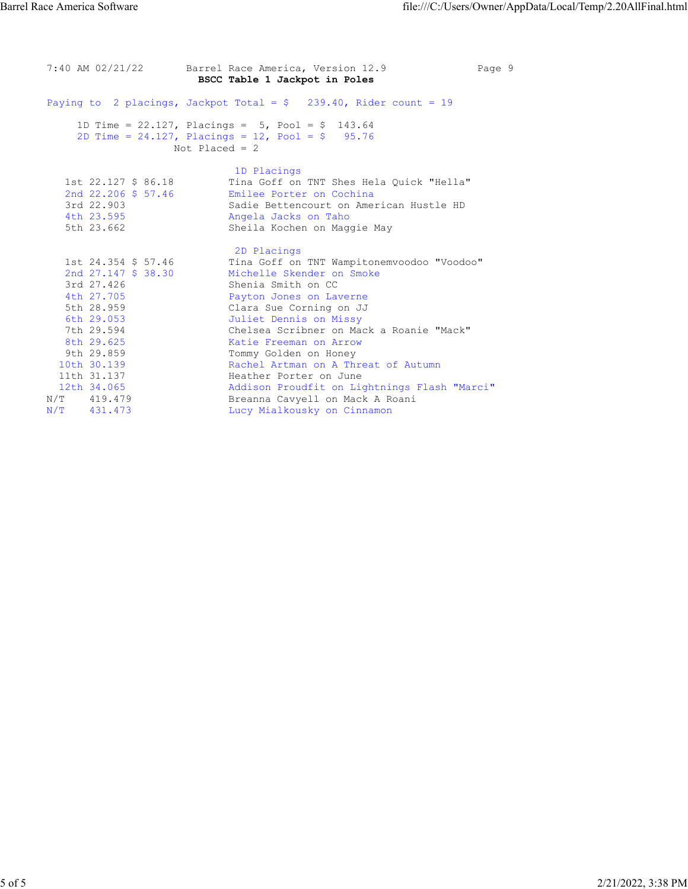7:40 AM 02/21/22 Barrel Race America, Version 12.9 Page 9

**BSCC Table 1 Jackpot in Poles**

Paying to 2 placings, Jackpot Total = $ 239.40, Rider count = 19

1D Time = 22.127, Placings = 5, Pool = $ 143.64
2D Time = 24.127, Placings = 12, Pool = $ 95.76
Not Placed = 2

### 1D Placings

| | | | |
|---|---|---|---|
| 1st | 22.127 | $ 86.18 | Tina Goff on TNT Shes Hela Quick "Hella" |
| 2nd | 22.206 | $ 57.46 | Emilee Porter on Cochina |
| 3rd | 22.903 | | Sadie Bettencourt on American Hustle HD |
| 4th | 23.595 | | Angela Jacks on Taho |
| 5th | 23.662 | | Sheila Kochen on Maggie May |

### 2D Placings

| | | | |
|---|---|---|---|
| 1st | 24.354 | $ 57.46 | Tina Goff on TNT Wampitonemvoodoo "Voodoo" |
| 2nd | 27.147 | $ 38.30 | Michelle Skender on Smoke |
| 3rd | 27.426 | | Shenia Smith on CC |
| 4th | 27.705 | | Payton Jones on Laverne |
| 5th | 28.959 | | Clara Sue Corning on JJ |
| 6th | 29.053 | | Juliet Dennis on Missy |
| 7th | 29.594 | | Chelsea Scribner on Mack a Roanie "Mack" |
| 8th | 29.625 | | Katie Freeman on Arrow |
| 9th | 29.859 | | Tommy Golden on Honey |
| 10th | 30.139 | | Rachel Artman on A Threat of Autumn |
| 11th | 31.137 | | Heather Porter on June |
| 12th | 34.065 | | Addison Proudfit on Lightnings Flash "Marci" |
| N/T | 419.479 | | Breanna Cavyell on Mack A Roani |
| N/T | 431.473 | | Lucy Mialkousky on Cinnamon |